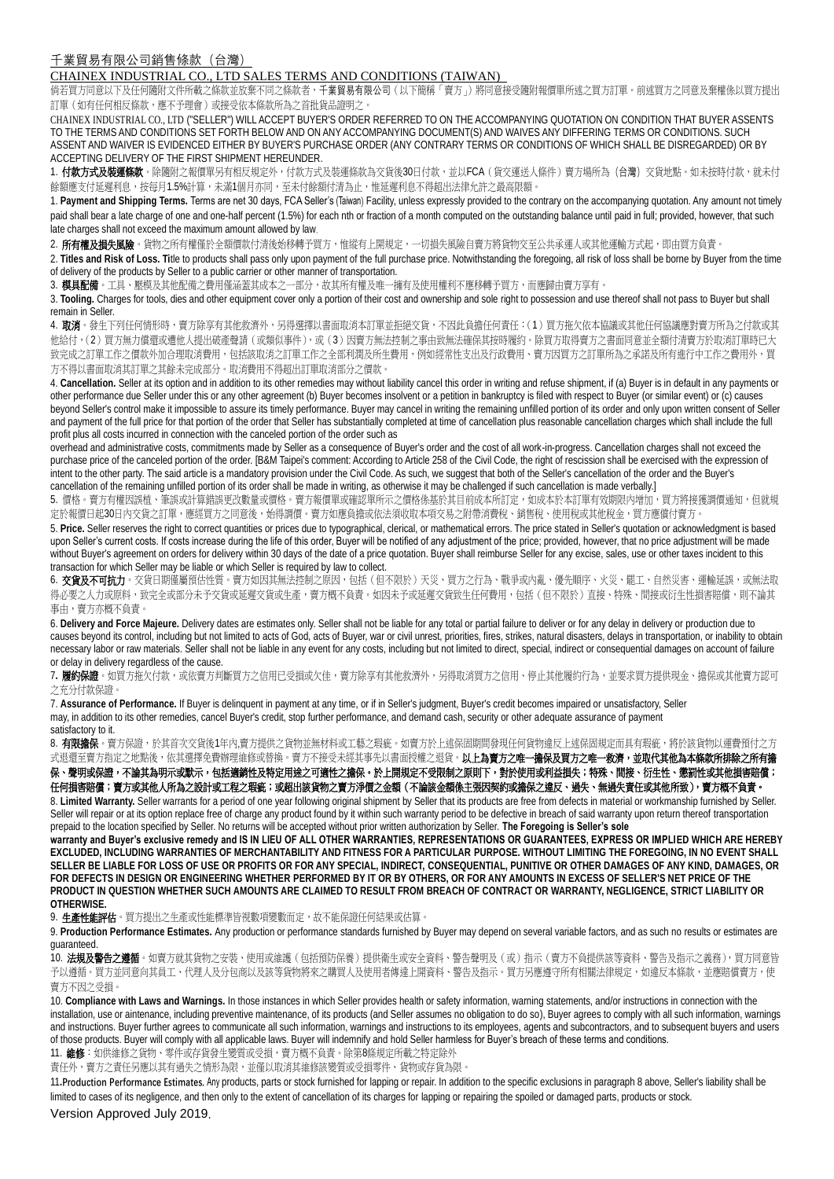# 千業貿易有限公司銷售條款（台灣）

# CHAINEX INDUSTRIAL CO., LTD SALES TERMS AND CONDITIONS (TAIWAN)

倘若買方同意以下及任何隨附文件所載之條款並放棄不同之條款者，千業貿易有限公司（以下簡稱「賣方」）將同意接受隨附報價單所述之買方訂單。前述買方之同意及棄權條以買方提出訂單（如有任何相反條款，應不予理會）或接受依本條款所為之首批貨品證明之。

CHAINEX INDUSTRIAL CO., LTD ("SELLER") WILL ACCEPT BUYER'S ORDER REFERRED TO ON THE ACCOMPANYING QUOTATION ON CONDITION THAT BUYER ASSENTS TO THE TERMS AND CONDITIONS SET FORTH BELOW AND ON ANY ACCOMPANYING DOCUMENT(S) AND WAIVES ANY DIFFERING TERMS OR CONDITIONS. SUCH ASSENT AND WAIVER IS EVIDENCED EITHER BY BUYER'S PURCHASE ORDER (ANY CONTRARY TERMS OR CONDITIONS OF WHICH SHALL BE DISREGARDED) OR BY ACCEPTING DELIVERY OF THE FIRST SHIPMENT HEREUNDER.

1. **付款方式及裝運條款**。除隨附之報價單另有相反規定外，付款方式及裝運條款為交貨後30日付款，並以FCA（貨交運送人條件）賣方場所為（台灣）交貨地點。如未按時付款，就未付餘額應支付延遲利息，按每月1.5%計算，未滿1個月亦同，至未付餘額付清為止，惟延遲利息不得超出法律允許之最高限額。

1. **Payment and Shipping Terms.** Terms are net 30 days, FCA Seller's (Taiwan) Facility, unless expressly provided to the contrary on the accompanying quotation. Any amount not timely paid shall bear a late charge of one and one-half percent (1.5%) for each nth or fraction of a month computed on the outstanding balance until paid in full; provided, however, that such late charges shall not exceed the maximum amount allowed by law.

2. **所有權及損失風險**。貨物之所有權僅於全額價款付清後始移轉予買方，惟縱有上開規定，一切損失風險自賣方將貨物交至公共承運人或其他運輸方式起，即由買方負責。

2. **Titles and Risk of Loss.** Title to products shall pass only upon payment of the full purchase price. Notwithstanding the foregoing, all risk of loss shall be borne by Buyer from the time of delivery of the products by Seller to a public carrier or other manner of transportation.

3. **模具配備**。工具、壓模及其他配備之費用僅涵蓋其成本之一部分，故其所有權及唯一擁有及使用權利不應移轉予買方，而應歸由賣方享有。

3. **Tooling.** Charges for tools, dies and other equipment cover only a portion of their cost and ownership and sole right to possession and use thereof shall not pass to Buyer but shall remain in Seller.

4. **取消**。發生下列任何情形時，賣方除享有其他救濟外，另得選擇以書面取消本訂單並拒絕交貨，不因此負擔任何責任：(1) 買方拖欠依本協議或其他任何協議應對賣方所為之付款或其他給付，(2) 買方無力償還或遭他人提出破產聲請（或類似事件），或 (3) 因賣方無法控制之事由致無法確保其按時履約。除買方取得賣方之書面同意並全額付清賣方於取消訂單時已大致完成之訂單工作之價款外加合理取消費用，包括該取消之訂單工作之全部利潤及所生費用，例如經常性支出及行政費用、賣方因買方之訂單所為之承諾及所有進行中工作之費用外，買方不得以書面取消其訂單之其餘未完成部分。取消費用不得超出訂單取消部分之價款。

4. **Cancellation.** Seller at its option and in addition to its other remedies may without liability cancel this order in writing and refuse shipment, if (a) Buyer is in default in any payments or other performance due Seller under this or any other agreement (b) Buyer becomes insolvent or a petition in bankruptcy is filed with respect to Buyer (or similar event) or (c) causes beyond Seller's control make it impossible to assure its timely performance. Buyer may cancel in writing the remaining unfilled portion of its order and only upon written consent of Seller and payment of the full price for that portion of the order that Seller has substantially completed at time of cancellation plus reasonable cancellation charges which shall include the full profit plus all costs incurred in connection with the canceled portion of the order such as overhead and administrative costs, commitments made by Seller as a consequence of Buyer's order and the cost of all work-in-progress. Cancellation charges shall not exceed the purchase price of the canceled portion of the order. [B&M Taipei's comment: According to Article 258 of the Civil Code, the right of rescission shall be exercised with the expression of intent to the other party. The said article is a mandatory provision under the Civil Code. As such, we suggest that both of the Seller's cancellation of the order and the Buyer's cancellation of the remaining unfilled portion of its order shall be made in writing, as otherwise it may be challenged if such cancellation is made verbally.]

5. 價格。賣方有權因誤植、筆誤或計算錯誤更改數量或價格。賣方報價單或確認單所示之價格係基於其目前成本所訂定，如成本於本訂單有效期限內增加，買方將接獲調價通知，但就規定於報價日起30日內交貨之訂單，應經買方之同意後，始得調價。賣方如應負擔或依法須收取本項交易之附帶消費稅、銷售稅、使用稅或其他稅金，買方應償付賣方。

5. **Price.** Seller reserves the right to correct quantities or prices due to typographical, clerical, or mathematical errors. The price stated in Seller's quotation or acknowledgment is based upon Seller's current costs. If costs increase during the life of this order, Buyer will be notified of any adjustment of the price; provided, however, that no price adjustment will be made without Buyer's agreement on orders for delivery within 30 days of the date of a price quotation. Buyer shall reimburse Seller for any excise, sales, use or other taxes incident to this transaction for which Seller may be liable or which Seller is required by law to collect.

6. **交貨及不可抗力**。交貨日期僅屬預估性質。賣方如因其無法控制之原因，包括（但不限於）天災、買方之行為、戰爭或內亂、優先順序、火災、罷工、自然災害、運輸延誤，或無法取得必要之人力或原料，致完全或部分未予交貨或延遲交貨或生產，賣方概不負責。如因未予或延遲交貨致生任何費用，包括（但不限於）直接、特殊、間接或衍生性損害賠償，則不論其事由，賣方亦概不負責。

6. **Delivery and Force Majeure.** Delivery dates are estimates only. Seller shall not be liable for any total or partial failure to deliver or for any delay in delivery or production due to causes beyond its control, including but not limited to acts of God, acts of Buyer, war or civil unrest, priorities, fires, strikes, natural disasters, delays in transportation, or inability to obtain necessary labor or raw materials. Seller shall not be liable in any event for any costs, including but not limited to direct, special, indirect or consequential damages on account of failure or delay in delivery regardless of the cause.

7. **履約保證**。如買方拖欠付款，或依賣方判斷買方之信用已受損或欠佳，賣方除享有其他救濟外，另得取消買方之信用、停止其他履約行為，並要求買方提供現金、擔保或其他賣方認可之充分付款保證。

7. **Assurance of Performance.** If Buyer is delinquent in payment at any time, or if in Seller's judgment, Buyer's credit becomes impaired or unsatisfactory, Seller may, in addition to its other remedies, cancel Buyer's credit, stop further performance, and demand cash, security or other adequate assurance of payment satisfactory to it.

8. **有限擔保**。賣方保證，於其首次交貨後1年內,賣方提供之貨物並無材料或工藝之瑕疵。如賣方於上述保固期間發現任何貨物違反上述保固規定而具有瑕疵，將於該貨物以運費預付之方式退還至賣方指定之地點後，依其選擇免費辦理維修或替換。賣方不接受未經其事先以書面授權之退貨。**以上為賣方之唯一擔保及買方之唯一救濟，並取代其他為本條款所排除之所有擔保、聲明或保證，不論其為明示或默示，包括適銷性及特定用途之可適性之擔保。於上開規定不受限制之原則下，對於使用或利益損失；特殊、間接、衍生性、懲罰性或其他損害賠償；任何損害賠償；賣方或其他人所為之設計或工程之瑕疵；或超出該貨物之賣方淨價之金額（不論該金額係主張因契約或擔保之違反、過失、無過失責任或其他所致），賣方概不負責。**

8. **Limited Warranty.** Seller warrants for a period of one year following original shipment by Seller that its products are free from defects in material or workmanship furnished by Seller. Seller will repair or at its option replace free of charge any product found by it within such warranty period to be defective in breach of said warranty upon return thereof transportation prepaid to the location specified by Seller. No returns will be accepted without prior written authorization by Seller. **The Foregoing is Seller's sole warranty and Buyer's exclusive remedy and IS IN LIEU OF ALL OTHER WARRANTIES, REPRESENTATIONS OR GUARANTEES, EXPRESS OR IMPLIED WHICH ARE HEREBY EXCLUDED, INCLUDING WARRANTIES OF MERCHANTABILITY AND FITNESS FOR A PARTICULAR PURPOSE. WITHOUT LIMITING THE FOREGOING, IN NO EVENT SHALL SELLER BE LIABLE FOR LOSS OF USE OR PROFITS OR FOR ANY SPECIAL, INDIRECT, CONSEQUENTIAL, PUNITIVE OR OTHER DAMAGES OF ANY KIND, DAMAGES, OR FOR DEFECTS IN DESIGN OR ENGINEERING WHETHER PERFORMED BY IT OR BY OTHERS, OR FOR ANY AMOUNTS IN EXCESS OF SELLER'S NET PRICE OF THE PRODUCT IN QUESTION WHETHER SUCH AMOUNTS ARE CLAIMED TO RESULT FROM BREACH OF CONTRACT OR WARRANTY, NEGLIGENCE, STRICT LIABILITY OR OTHERWISE.**

9. **生產性能評估**。買方提出之生產或性能標準皆視數項變數而定，故不能保證任何結果或估算。

9. **Production Performance Estimates.** Any production or performance standards furnished by Buyer may depend on several variable factors, and as such no results or estimates are guaranteed.

10. **法規及警告之遵循**。如賣方就其貨物之安裝、使用或維護（包括預防保養）提供衛生或安全資料、警告聲明及（或）指示（賣方不負提供該等資料、警告及指示之義務），買方同意皆予以遵循。買方並同意向其員工、代理人及分包商以及該等貨物將來之購買人及使用者傳達上開資料、警告及指示。買方另應遵守所有相關法律規定，如違反本條款，並應賠償賣方，使賣方不因之受損。

10. **Compliance with Laws and Warnings.** In those instances in which Seller provides health or safety information, warning statements, and/or instructions in connection with the installation, use or aintenance, including preventive maintenance, of its products (and Seller assumes no obligation to do so), Buyer agrees to comply with all such information, warnings and instructions. Buyer further agrees to communicate all such information, warnings and instructions to its employees, agents and subcontractors, and to subsequent buyers and users of those products. Buyer will comply with all applicable laws. Buyer will indemnify and hold Seller harmless for Buyer's breach of these terms and conditions.

11. **維修**：如依維修之貨物、零件或存貨發生變質或受損，賣方概不負責。除第8條規定所載之特定除外責任外，賣方之責任另應以其有過失之情形為限，並僅以取消其維修該變質或受損零件、貨物或存貨為限。

11. **Production Performance Estimates.** Any products, parts or stock furnished for lapping or repair. In addition to the specific exclusions in paragraph 8 above, Seller's liability shall be limited to cases of its negligence, and then only to the extent of cancellation of its charges for lapping or repairing the spoiled or damaged parts, products or stock.

Version Approved July 2019.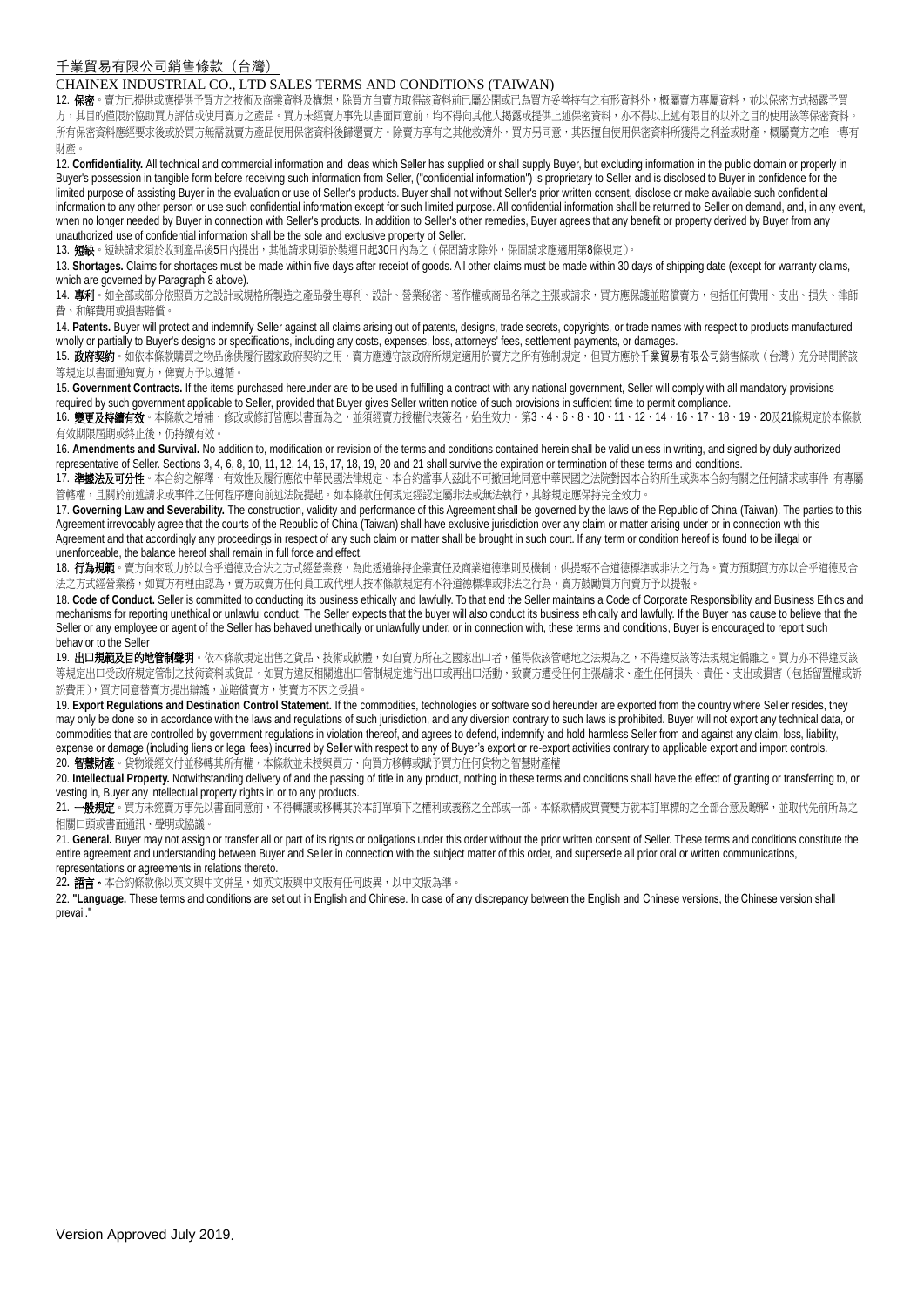千業貿易有限公司銷售條款（台灣）

CHAINEX INDUSTRIAL CO., LTD SALES TERMS AND CONDITIONS (TAIWAN)

12. **保密**。賣方已提供或應提供予買方之技術及商業資料及構想，除買方自賣方取得該資料前已屬公開或已為買方妥善持有之有形資料外，概屬賣方專屬資料，並以保密方式揭露予買方，其目的僅限於協助買方評估或使用賣方之產品。買方未經賣方事先以書面同意前，均不得向其他人揭露或提供上述保密資料，亦不得以上述有限目的以外之目的使用該等保密資料。所有保密資料應經要求後或於買方無需就賣方產品使用保密資料後歸還賣方。除賣方享有之其他救濟外，買方另同意，其因擅自使用保密資料所獲得之利益或財產，概屬賣方之唯一專有財產。

12. **Confidentiality.** All technical and commercial information and ideas which Seller has supplied or shall supply Buyer, but excluding information in the public domain or properly in Buyer's possession in tangible form before receiving such information from Seller, ("confidential information") is proprietary to Seller and is disclosed to Buyer in confidence for the limited purpose of assisting Buyer in the evaluation or use of Seller's products. Buyer shall not without Seller's prior written consent, disclose or make available such confidential information to any other person or use such confidential information except for such limited purpose. All confidential information shall be returned to Seller on demand, and, in any event, when no longer needed by Buyer in connection with Seller's products. In addition to Seller's other remedies, Buyer agrees that any benefit or property derived by Buyer from any unauthorized use of confidential information shall be the sole and exclusive property of Seller.

13. **短缺**。短缺請求須於收到產品後5日內提出，其他請求則須於裝運日起30日內為之（保固請求除外，保固請求應適用第8條規定）。

13. **Shortages.** Claims for shortages must be made within five days after receipt of goods. All other claims must be made within 30 days of shipping date (except for warranty claims, which are governed by Paragraph 8 above).

14. **專利**。如全部或部分依照買方之設計或規格所製造之產品發生專利、設計、營業秘密、著作權或商品名稱之主張或請求，買方應保護並賠償賣方，包括任何費用、支出、損失、律師費、和解費用或損害賠償。

14. **Patents.** Buyer will protect and indemnify Seller against all claims arising out of patents, designs, trade secrets, copyrights, or trade names with respect to products manufactured wholly or partially to Buyer's designs or specifications, including any costs, expenses, loss, attorneys' fees, settlement payments, or damages.

15. **政府契約**。如依本條款購買之物品係供履行國家政府契約之用，賣方應遵守該政府所規定適用於賣方之所有強制規定，但買方應於千業貿易有限公司銷售條款（台灣）充分時間將該等規定以書面通知賣方，俾賣方予以遵循。

15. **Government Contracts.** If the items purchased hereunder are to be used in fulfilling a contract with any national government, Seller will comply with all mandatory provisions required by such government applicable to Seller, provided that Buyer gives Seller written notice of such provisions in sufficient time to permit compliance.

16. **變更及持續有效**。本條款之增補、修改或修訂皆應以書面為之，並須經賣方授權代表簽名，始生效力。第3、4、6、8、10、11、12、14、16、17、18、19、20及21條規定於本條款有效期限屆期或終止後，仍持續有效。

16. **Amendments and Survival.** No addition to, modification or revision of the terms and conditions contained herein shall be valid unless in writing, and signed by duly authorized representative of Seller. Sections 3, 4, 6, 8, 10, 11, 12, 14, 16, 17, 18, 19, 20 and 21 shall survive the expiration or termination of these terms and conditions.

17. **準據法及可分性**。本合約之解釋、有效性及履行應依中華民國法律規定。本合約當事人茲此不可撤回地同意中華民國之法院對因本合約所生或與本合約有關之任何請求或事件 有專屬管轄權，且關於前述請求或事件之任何程序應向前述法院提起。如本條款任何規定經認定屬非法或無法執行，其餘規定應保持完全效力。

17. **Governing Law and Severability.** The construction, validity and performance of this Agreement shall be governed by the laws of the Republic of China (Taiwan). The parties to this Agreement irrevocably agree that the courts of the Republic of China (Taiwan) shall have exclusive jurisdiction over any claim or matter arising under or in connection with this Agreement and that accordingly any proceedings in respect of any such claim or matter shall be brought in such court. If any term or condition hereof is found to be illegal or unenforceable, the balance hereof shall remain in full force and effect.

18. **行為規範**。賣方向來致力於以合乎道德及合法之方式經營業務，為此透過維持企業責任及商業道德準則及機制，供提報不合道德標準或非法之行為。賣方預期買方亦以合乎道德及合法之方式經營業務，如買方有理由認為，賣方或賣方任何員工或代理人按本條款規定有不符道德標準或非法之行為，賣方鼓勵買方向賣方予以提報。

18. **Code of Conduct.** Seller is committed to conducting its business ethically and lawfully. To that end the Seller maintains a Code of Corporate Responsibility and Business Ethics and mechanisms for reporting unethical or unlawful conduct. The Seller expects that the buyer will also conduct its business ethically and lawfully. If the Buyer has cause to believe that the Seller or any employee or agent of the Seller has behaved unethically or unlawfully under, or in connection with, these terms and conditions, Buyer is encouraged to report such behavior to the Seller

19. **出口規範及目的地管制聲明**。依本條款規定出售之貨品、技術或軟體，如自賣方所在之國家出口者，僅得依該管轄地之法規為之，不得違反該等法規規定偏離之。買方亦不得違反該等規定出口受政府規定管制之技術資料或貨品。如買方違反相關進出口管制規定進行出口或再出口活動，致賣方遭受任何主張/請求、產生任何損失、責任、支出或損害（包括留置權或訴訟費用），買方同意替賣方提出辯護，並賠償賣方，使賣方不因之受損。

19. **Export Regulations and Destination Control Statement.** If the commodities, technologies or software sold hereunder are exported from the country where Seller resides, they may only be done so in accordance with the laws and regulations of such jurisdiction, and any diversion contrary to such laws is prohibited. Buyer will not export any technical data, or commodities that are controlled by government regulations in violation thereof, and agrees to defend, indemnify and hold harmless Seller from and against any claim, loss, liability, expense or damage (including liens or legal fees) incurred by Seller with respect to any of Buyer's export or re-export activities contrary to applicable export and import controls.

20. **智慧財產**。貨物縱經交付並移轉其所有權，本條款並未授與買方、向買方移轉或賦予買方任何貨物之智慧財產權

20. **Intellectual Property.** Notwithstanding delivery of and the passing of title in any product, nothing in these terms and conditions shall have the effect of granting or transferring to, or vesting in, Buyer any intellectual property rights in or to any products.

21. **一般規定**。買方未經賣方事先以書面同意前，不得轉讓或移轉其於本訂單項下之權利或義務之全部或一部。本條款構成買賣雙方就本訂單標的之全部合意及瞭解，並取代先前所為之相關口頭或書面通訊、聲明或協議。

21. **General.** Buyer may not assign or transfer all or part of its rights or obligations under this order without the prior written consent of Seller. These terms and conditions constitute the entire agreement and understanding between Buyer and Seller in connection with the subject matter of this order, and supersede all prior oral or written communications, representations or agreements in relations thereto.

22. **語言**。本合約條款係以英文與中文併呈，如英文版與中文版有任何歧異，以中文版為準。

22. **"Language.** These terms and conditions are set out in English and Chinese. In case of any discrepancy between the English and Chinese versions, the Chinese version shall prevail."

Version Approved July 2019.